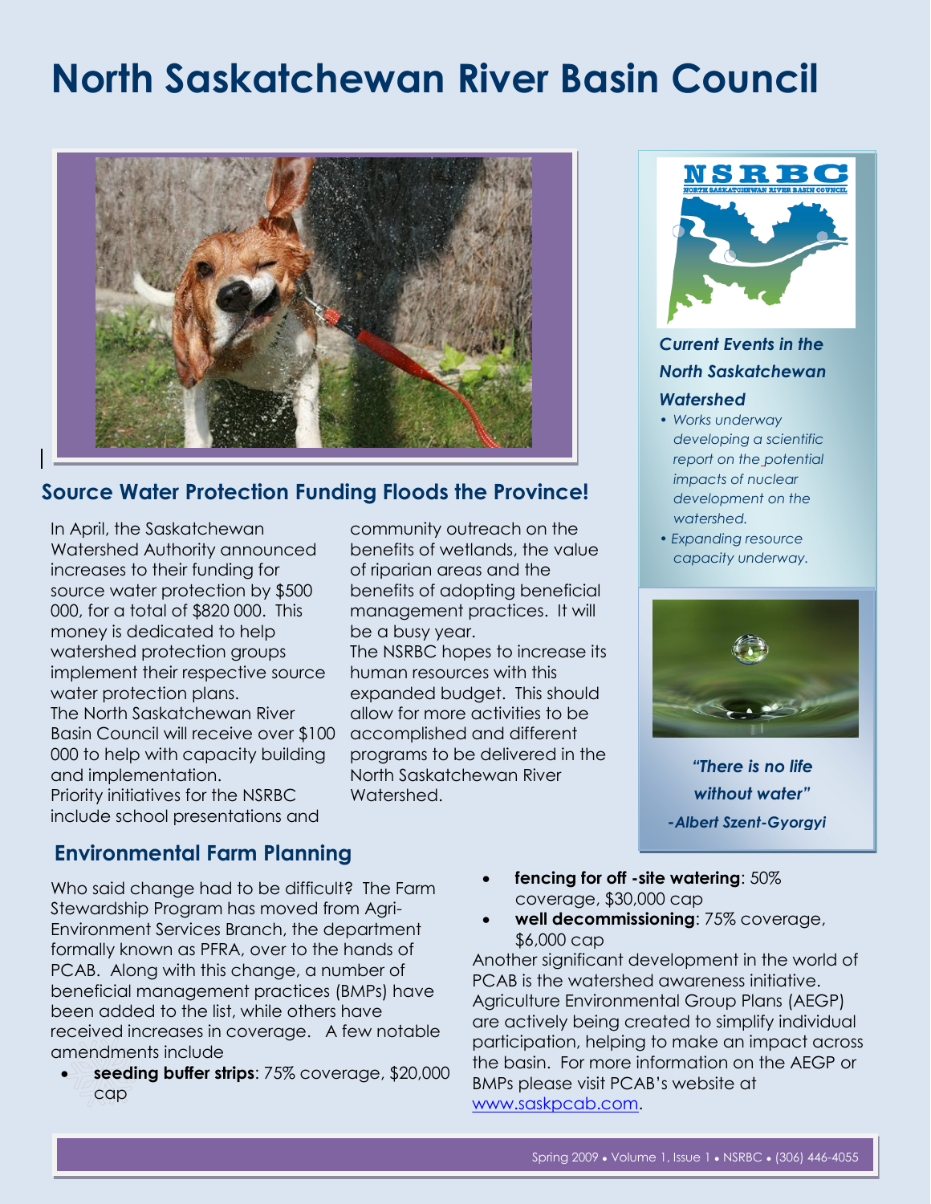# North Saskatchewan River Basin Council

## Source Water Protection Funding Floods the Province!

In April, the Saskatchewan Watershed Authority announced increases to their funding for source water protection by $500 000, for a total of $820 000. This money is dedicated to help watershed protection groups implement their respective source water protection plans.

The North Saskatchewan River Basin Council will receive over $100 000 to help with capacity building and implementation.

Priority initiatives for the NSRBC include school presentations and community outreach on the benefits of wetlands, the value of riparian areas and the benefits of adopting beneficial management practices. It will be a busy year.

The NSRBC hopes to increase its human resources with this expanded budget. This should allow for more activities to be accomplished and different programs to be delivered in the North Saskatchewan River Watershed.

### *Current Events in the North Saskatchewan Watershed*

- *Works underway developing a scientific report on the potential impacts of nuclear development on the watershed.*
- *Expanding resource capacity underway.*

***"There is no life without water"***

***-Albert Szent-Gyorgyi***

## Environmental Farm Planning

Who said change had to be difficult? The Farm Stewardship Program has moved from Agri-Environment Services Branch, the department formally known as PFRA, over to the hands of PCAB. Along with this change, a number of beneficial management practices (BMPs) have been added to the list, while others have received increases in coverage. A few notable amendments include

- **seeding buffer strips**: 75% coverage, $20,000 cap
- **fencing for off -site watering**: 50% coverage, $30,000 cap
- **well decommissioning**: 75% coverage, $6,000 cap

Another significant development in the world of PCAB is the watershed awareness initiative. Agriculture Environmental Group Plans (AEGP) are actively being created to simplify individual participation, helping to make an impact across the basin. For more information on the AEGP or BMPs please visit PCAB's website at www.saskpcab.com.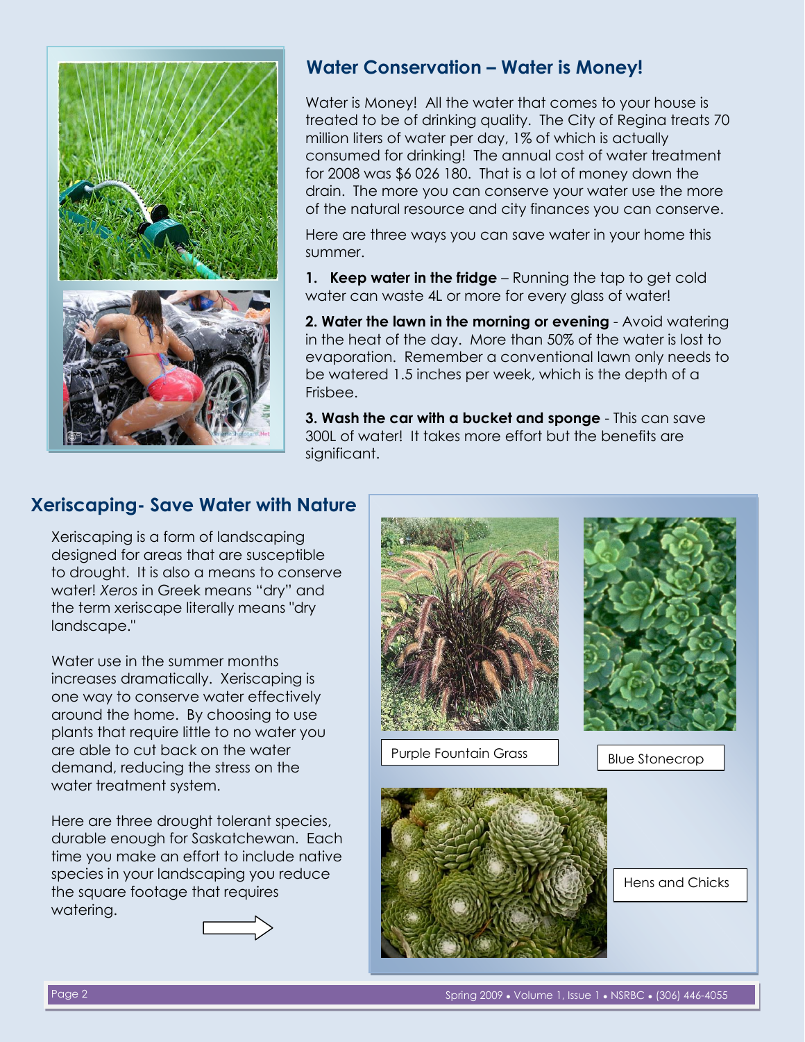## Water Conservation – Water is Money!

Water is Money! All the water that comes to your house is treated to be of drinking quality. The City of Regina treats 70 million liters of water per day, 1% of which is actually consumed for drinking! The annual cost of water treatment for 2008 was $6 026 180. That is a lot of money down the drain. The more you can conserve your water use the more of the natural resource and city finances you can conserve.

Here are three ways you can save water in your home this summer.

1. **Keep water in the fridge** – Running the tap to get cold water can waste 4L or more for every glass of water!

2. **Water the lawn in the morning or evening** - Avoid watering in the heat of the day. More than 50% of the water is lost to evaporation. Remember a conventional lawn only needs to be watered 1.5 inches per week, which is the depth of a Frisbee.

3. **Wash the car with a bucket and sponge** - This can save 300L of water! It takes more effort but the benefits are significant.

## Xeriscaping- Save Water with Nature

Xeriscaping is a form of landscaping designed for areas that are susceptible to drought. It is also a means to conserve water! *Xeros* in Greek means "dry" and the term xeriscape literally means "dry landscape."

Water use in the summer months increases dramatically. Xeriscaping is one way to conserve water effectively around the home. By choosing to use plants that require little to no water you are able to cut back on the water demand, reducing the stress on the water treatment system.

Here are three drought tolerant species, durable enough for Saskatchewan. Each time you make an effort to include native species in your landscaping you reduce the square footage that requires watering.

Purple Fountain Grass

Blue Stonecrop

Hens and Chicks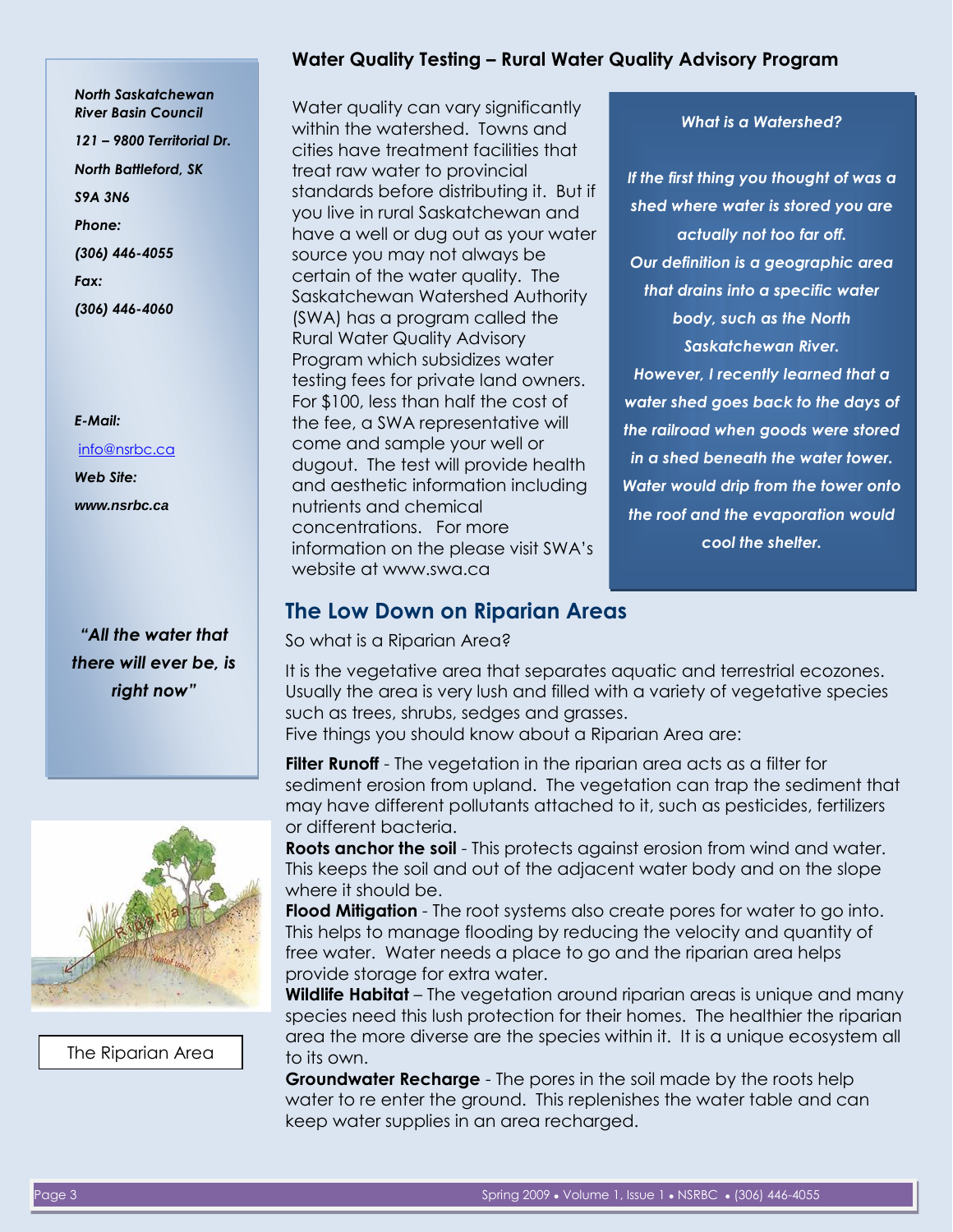## Water Quality Testing – Rural Water Quality Advisory Program

Water quality can vary significantly within the watershed. Towns and cities have treatment facilities that treat raw water to provincial standards before distributing it. But if you live in rural Saskatchewan and have a well or dug out as your water source you may not always be certain of the water quality. The Saskatchewan Watershed Authority (SWA) has a program called the Rural Water Quality Advisory Program which subsidizes water testing fees for private land owners. For $100, less than half the cost of the fee, a SWA representative will come and sample your well or dugout. The test will provide health and aesthetic information including nutrients and chemical concentrations. For more information on the please visit SWA's website at www.swa.ca

***What is a Watershed?***

***If the first thing you thought of was a shed where water is stored you are actually not too far off. Our definition is a geographic area that drains into a specific water body, such as the North Saskatchewan River. However, I recently learned that a water shed goes back to the days of the railroad when goods were stored in a shed beneath the water tower. Water would drip from the tower onto the roof and the evaporation would cool the shelter.***

## The Low Down on Riparian Areas

So what is a Riparian Area?

It is the vegetative area that separates aquatic and terrestrial ecozones. Usually the area is very lush and filled with a variety of vegetative species such as trees, shrubs, sedges and grasses.
Five things you should know about a Riparian Area are:

**Filter Runoff** - The vegetation in the riparian area acts as a filter for sediment erosion from upland. The vegetation can trap the sediment that may have different pollutants attached to it, such as pesticides, fertilizers or different bacteria.

**Roots anchor the soil** - This protects against erosion from wind and water. This keeps the soil and out of the adjacent water body and on the slope where it should be.

**Flood Mitigation** - The root systems also create pores for water to go into. This helps to manage flooding by reducing the velocity and quantity of free water. Water needs a place to go and the riparian area helps provide storage for extra water.

**Wildlife Habitat** – The vegetation around riparian areas is unique and many species need this lush protection for their homes. The healthier the riparian area the more diverse are the species within it. It is a unique ecosystem all to its own.

**Groundwater Recharge** - The pores in the soil made by the roots help water to re enter the ground. This replenishes the water table and can keep water supplies in an area recharged.

***North Saskatchewan River Basin Council***

***121 – 9800 Territorial Dr.***

***North Battleford, SK***

***S9A 3N6***

***Phone:***

***(306) 446-4055***

***Fax:***

***(306) 446-4060***

***E-Mail:***

info@nsrbc.ca

***Web Site:***

***www.nsrbc.ca***

***"All the water that there will ever be, is right now"***

The Riparian Area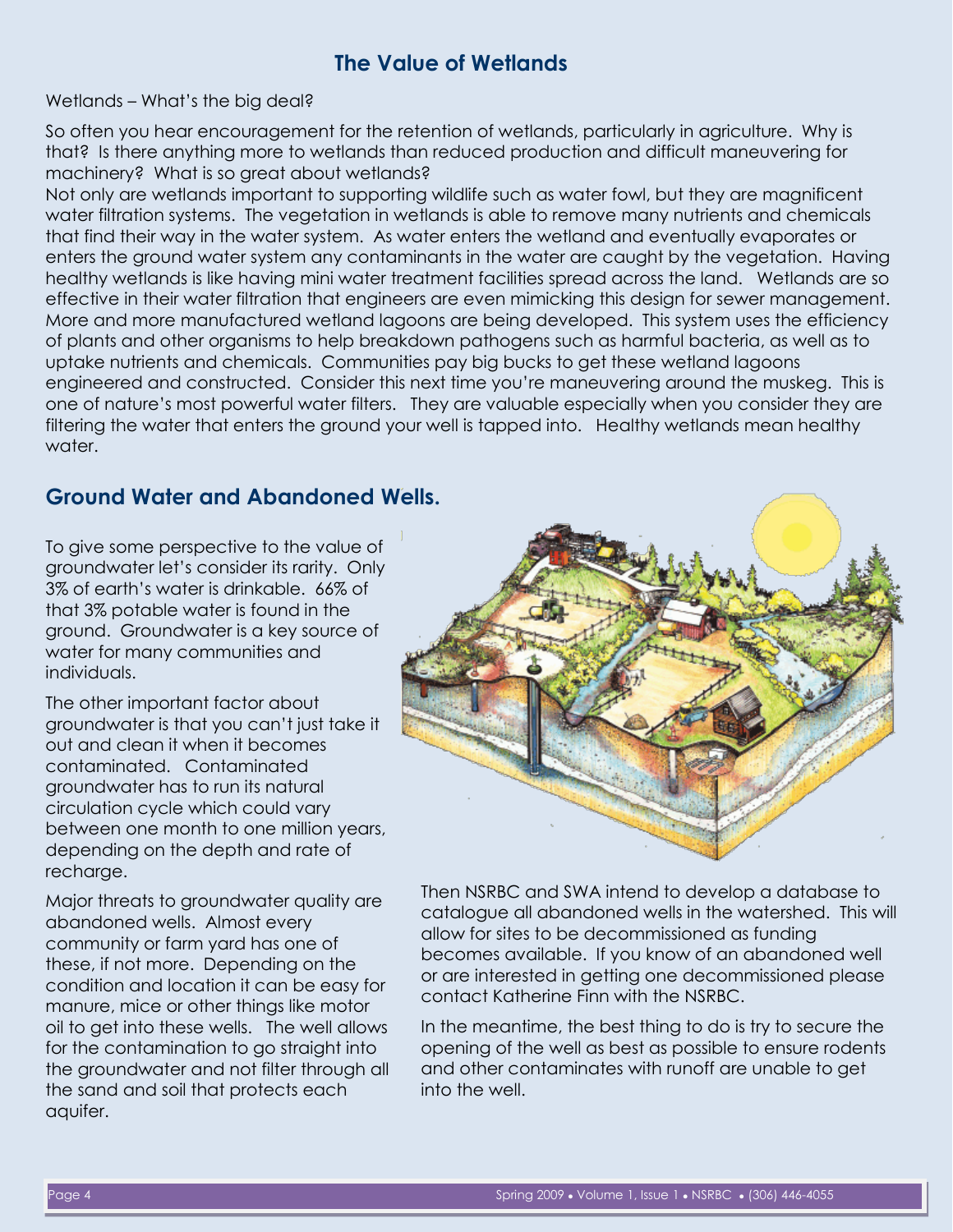## The Value of Wetlands

Wetlands – What's the big deal?

So often you hear encouragement for the retention of wetlands, particularly in agriculture. Why is that? Is there anything more to wetlands than reduced production and difficult maneuvering for machinery? What is so great about wetlands?

Not only are wetlands important to supporting wildlife such as water fowl, but they are magnificent water filtration systems. The vegetation in wetlands is able to remove many nutrients and chemicals that find their way in the water system. As water enters the wetland and eventually evaporates or enters the ground water system any contaminants in the water are caught by the vegetation. Having healthy wetlands is like having mini water treatment facilities spread across the land. Wetlands are so effective in their water filtration that engineers are even mimicking this design for sewer management. More and more manufactured wetland lagoons are being developed. This system uses the efficiency of plants and other organisms to help breakdown pathogens such as harmful bacteria, as well as to uptake nutrients and chemicals. Communities pay big bucks to get these wetland lagoons engineered and constructed. Consider this next time you're maneuvering around the muskeg. This is one of nature's most powerful water filters. They are valuable especially when you consider they are filtering the water that enters the ground your well is tapped into. Healthy wetlands mean healthy water.

## Ground Water and Abandoned Wells.

To give some perspective to the value of groundwater let's consider its rarity. Only 3% of earth's water is drinkable. 66% of that 3% potable water is found in the ground. Groundwater is a key source of water for many communities and individuals.

The other important factor about groundwater is that you can't just take it out and clean it when it becomes contaminated. Contaminated groundwater has to run its natural circulation cycle which could vary between one month to one million years, depending on the depth and rate of recharge.

Major threats to groundwater quality are abandoned wells. Almost every community or farm yard has one of these, if not more. Depending on the condition and location it can be easy for manure, mice or other things like motor oil to get into these wells. The well allows for the contamination to go straight into the groundwater and not filter through all the sand and soil that protects each aquifer.

Then NSRBC and SWA intend to develop a database to catalogue all abandoned wells in the watershed. This will allow for sites to be decommissioned as funding becomes available. If you know of an abandoned well or are interested in getting one decommissioned please contact Katherine Finn with the NSRBC.

In the meantime, the best thing to do is try to secure the opening of the well as best as possible to ensure rodents and other contaminates with runoff are unable to get into the well.